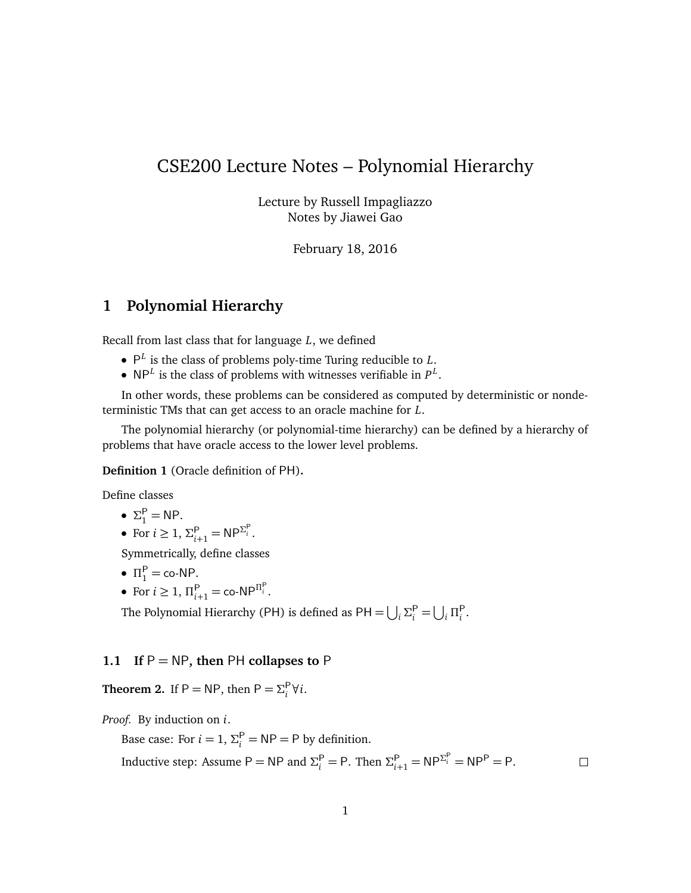# CSE200 Lecture Notes – Polynomial Hierarchy

Lecture by Russell Impagliazzo
Notes by Jiawei Gao

February 18, 2016

## 1 Polynomial Hierarchy

Recall from last class that for language $L$, we defined

- $\mathsf{P}^L$ is the class of problems poly-time Turing reducible to $L$.
- $\mathsf{NP}^L$ is the class of problems with witnesses verifiable in $P^L$.

In other words, these problems can be considered as computed by deterministic or nondeterministic TMs that can get access to an oracle machine for $L$.

The polynomial hierarchy (or polynomial-time hierarchy) can be defined by a hierarchy of problems that have oracle access to the lower level problems.

**Definition 1** (Oracle definition of PH)**.**

Define classes

- $\Sigma_1^{\mathsf{P}} = \mathsf{NP}$.
- For $i \geq 1$, $\Sigma_{i+1}^{\mathsf{P}} = \mathsf{NP}^{\Sigma_i^{\mathsf{P}}}$.

Symmetrically, define classes

- $\Pi_1^{\mathsf{P}} = \text{co-}\mathsf{NP}$.
- For $i \geq 1$, $\Pi_{i+1}^{\mathsf{P}} = \text{co-}\mathsf{NP}^{\Pi_i^{\mathsf{P}}}$.

The Polynomial Hierarchy (PH) is defined as $\mathsf{PH} = \bigcup_i \Sigma_i^{\mathsf{P}} = \bigcup_i \Pi_i^{\mathsf{P}}$.

### 1.1 If $\mathsf{P} = \mathsf{NP}$, then PH collapses to P

**Theorem 2.** If $\mathsf{P} = \mathsf{NP}$, then $\mathsf{P} = \Sigma_i^{\mathsf{P}} \forall i$.

*Proof.* By induction on $i$.

Base case: For $i = 1$, $\Sigma_i^{\mathsf{P}} = \mathsf{NP} = \mathsf{P}$ by definition.

Inductive step: Assume $\mathsf{P} = \mathsf{NP}$ and $\Sigma_i^{\mathsf{P}} = \mathsf{P}$. Then $\Sigma_{i+1}^{\mathsf{P}} = \mathsf{NP}^{\Sigma_i^{\mathsf{P}}} = \mathsf{NP}^{\mathsf{P}} = \mathsf{P}$. □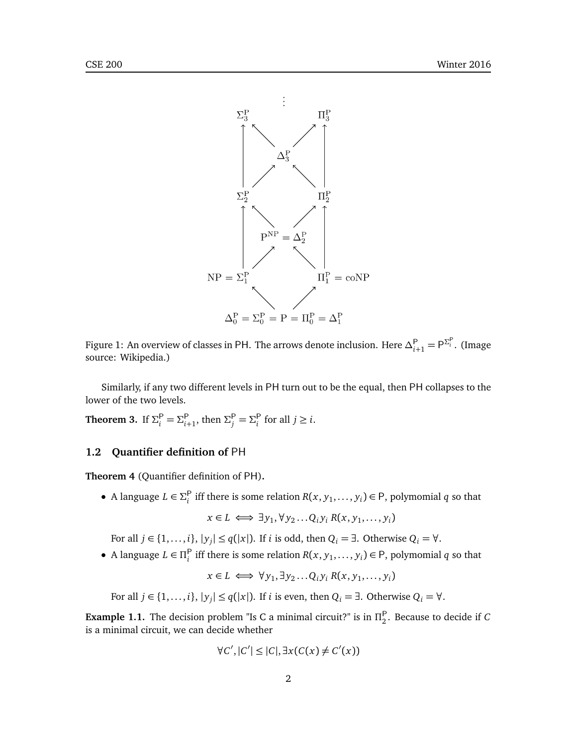Figure 1: An overview of classes in PH. The arrows denote inclusion. Here $\Delta_{i+1}^{\mathsf{P}} = \mathsf{P}^{\Sigma_i^{\mathsf{P}}}$. (Image source: Wikipedia.)

Similarly, if any two different levels in PH turn out to be the equal, then PH collapses to the lower of the two levels.

**Theorem 3.** If $\Sigma_i^{\mathsf{P}} = \Sigma_{i+1}^{\mathsf{P}}$, then $\Sigma_j^{\mathsf{P}} = \Sigma_i^{\mathsf{P}}$ for all $j \geq i$.

### 1.2 Quantifier definition of PH

**Theorem 4** (Quantifier definition of PH)**.**

- A language $L \in \Sigma_i^{\mathsf{P}}$ iff there is some relation $R(x, y_1, \ldots, y_i) \in \mathsf{P}$, polymomial $q$ so that

  $$x \in L \iff \exists y_1, \forall y_2 \ldots Q_i y_i \; R(x, y_1, \ldots, y_i)$$

  For all $j \in \{1, \ldots, i\}$, $|y_j| \leq q(|x|)$. If $i$ is odd, then $Q_i = \exists$. Otherwise $Q_i = \forall$.

- A language $L \in \Pi_i^{\mathsf{P}}$ iff there is some relation $R(x, y_1, \ldots, y_i) \in \mathsf{P}$, polymomial $q$ so that

  $$x \in L \iff \forall y_1, \exists y_2 \ldots Q_i y_i \; R(x, y_1, \ldots, y_i)$$

  For all $j \in \{1, \ldots, i\}$, $|y_j| \leq q(|x|)$. If $i$ is even, then $Q_i = \exists$. Otherwise $Q_i = \forall$.

**Example 1.1.** The decision problem "Is C a minimal circuit?" is in $\Pi_2^{\mathsf{P}}$. Because to decide if $C$ is a minimal circuit, we can decide whether

$$\forall C', |C'| \leq |C|, \exists x (C(x) \neq C'(x))$$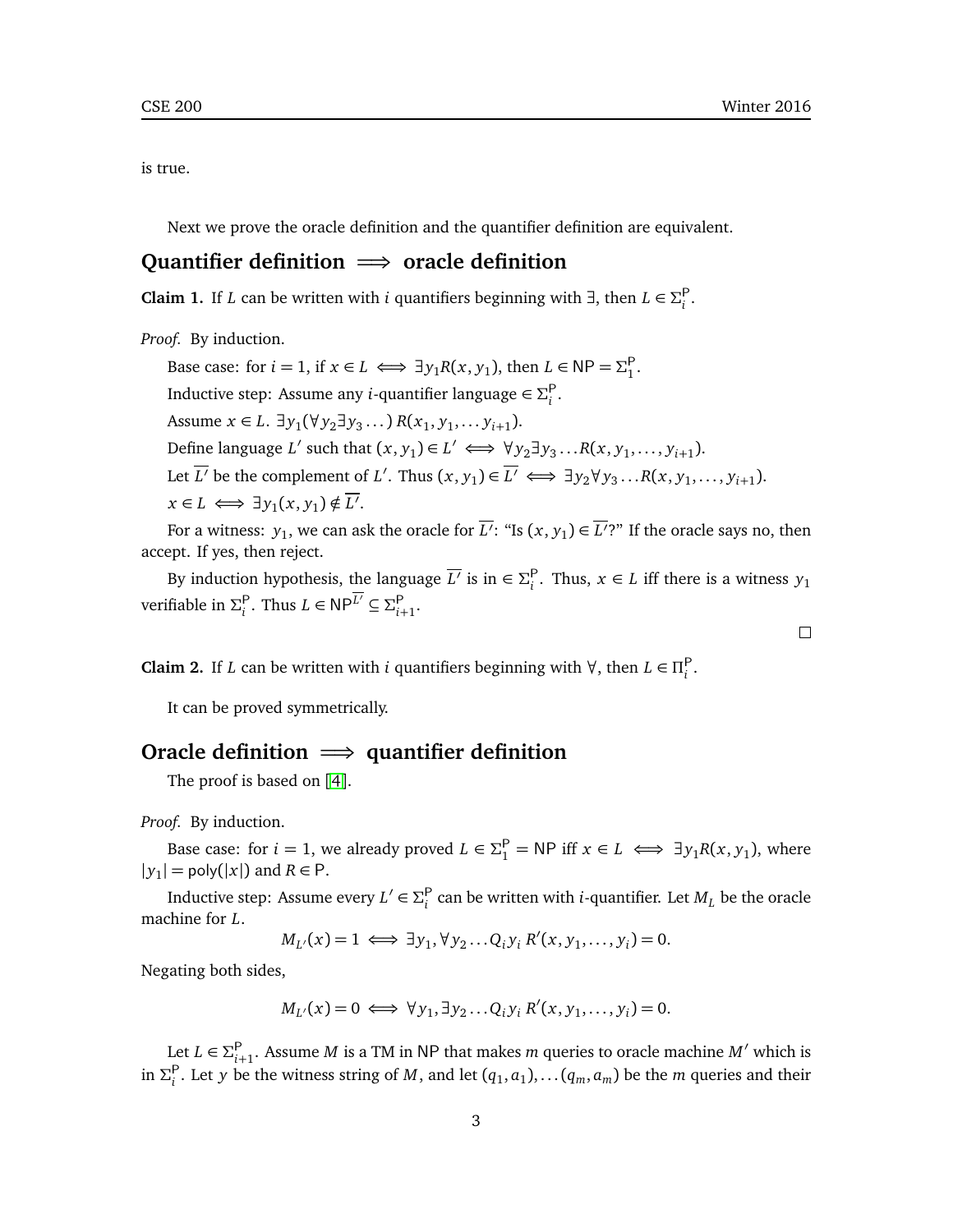is true.

Next we prove the oracle definition and the quantifier definition are equivalent.

## Quantifier definition $\implies$ oracle definition

**Claim 1.** If $L$ can be written with $i$ quantifiers beginning with $\exists$, then $L \in \Sigma_i^{\mathsf{P}}$.

*Proof.* By induction.

Base case: for $i = 1$, if $x \in L \iff \exists y_1 R(x, y_1)$, then $L \in \mathsf{NP} = \Sigma_1^{\mathsf{P}}$.

Inductive step: Assume any $i$-quantifier language $\in \Sigma_i^{\mathsf{P}}$.

Assume $x \in L$. $\exists y_1 (\forall y_2 \exists y_3 \dots)\, R(x_1, y_1, \dots y_{i+1})$.

Define language $L'$ such that $(x, y_1) \in L' \iff \forall y_2 \exists y_3 \dots R(x, y_1, \dots, y_{i+1})$.

Let $\overline{L'}$ be the complement of $L'$. Thus $(x, y_1) \in \overline{L'} \iff \exists y_2 \forall y_3 \dots R(x, y_1, \dots, y_{i+1})$.

$x \in L \iff \exists y_1 (x, y_1) \notin \overline{L'}$.

For a witness: $y_1$, we can ask the oracle for $\overline{L'}$: "Is $(x, y_1) \in \overline{L'}$?" If the oracle says no, then accept. If yes, then reject.

By induction hypothesis, the language $\overline{L'}$ is in $\in \Sigma_i^{\mathsf{P}}$. Thus, $x \in L$ iff there is a witness $y_1$ verifiable in $\Sigma_i^{\mathsf{P}}$. Thus $L \in \mathsf{NP}^{\overline{L'}} \subseteq \Sigma_{i+1}^{\mathsf{P}}$.

□

**Claim 2.** If $L$ can be written with $i$ quantifiers beginning with $\forall$, then $L \in \Pi_i^{\mathsf{P}}$.

It can be proved symmetrically.

## Oracle definition $\implies$ quantifier definition

The proof is based on [4].

*Proof.* By induction.

Base case: for $i = 1$, we already proved $L \in \Sigma_1^{\mathsf{P}} = \mathsf{NP}$ iff $x \in L \iff \exists y_1 R(x, y_1)$, where $|y_1| = \mathsf{poly}(|x|)$ and $R \in \mathsf{P}$.

Inductive step: Assume every $L' \in \Sigma_i^{\mathsf{P}}$ can be written with $i$-quantifier. Let $M_L$ be the oracle machine for $L$.

$$M_{L'}(x) = 1 \iff \exists y_1, \forall y_2 \dots Q_i y_i\, R'(x, y_1, \dots, y_i) = 0.$$

Negating both sides,

$$M_{L'}(x) = 0 \iff \forall y_1, \exists y_2 \dots Q_i y_i\, R'(x, y_1, \dots, y_i) = 0.$$

Let $L \in \Sigma_{i+1}^{\mathsf{P}}$. Assume $M$ is a TM in $\mathsf{NP}$ that makes $m$ queries to oracle machine $M'$ which is in $\Sigma_i^{\mathsf{P}}$. Let $y$ be the witness string of $M$, and let $(q_1, a_1), \dots (q_m, a_m)$ be the $m$ queries and their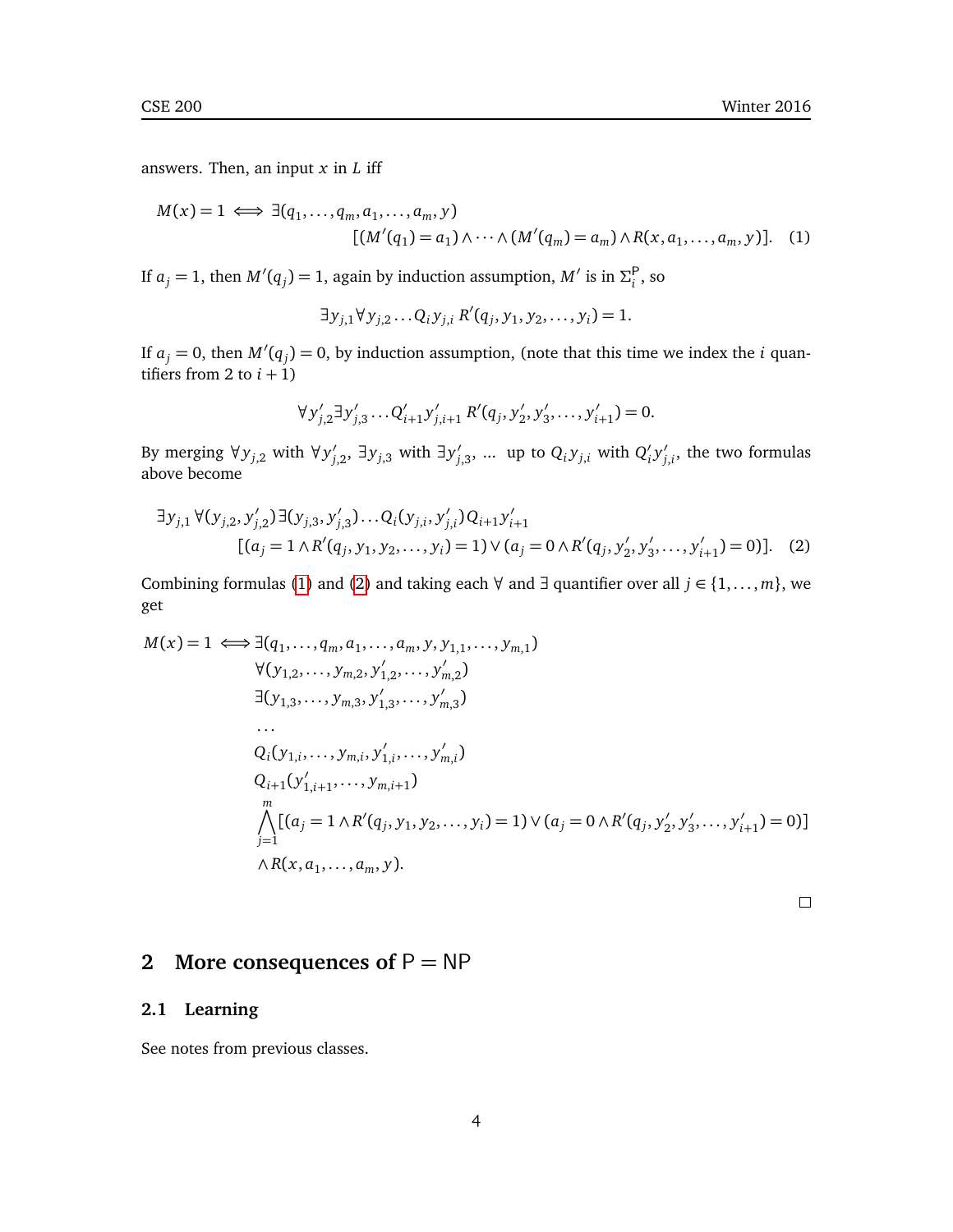answers. Then, an input $x$ in $L$ iff

$$M(x) = 1 \iff \exists(q_1, \ldots, q_m, a_1, \ldots, a_m, y)$$
$$[(M'(q_1) = a_1) \wedge \cdots \wedge (M'(q_m) = a_m) \wedge R(x, a_1, \ldots, a_m, y)]. \quad (1)$$

If $a_j = 1$, then $M'(q_j) = 1$, again by induction assumption, $M'$ is in $\Sigma_i^{\mathsf{P}}$, so

$$\exists y_{j,1} \forall y_{j,2} \ldots Q_i y_{j,i} \, R'(q_j, y_1, y_2, \ldots, y_i) = 1.$$

If $a_j = 0$, then $M'(q_j) = 0$, by induction assumption, (note that this time we index the $i$ quantifiers from 2 to $i+1$)

$$\forall y'_{j,2} \exists y'_{j,3} \ldots Q'_{i+1} y'_{j,i+1} \, R'(q_j, y'_2, y'_3, \ldots, y'_{i+1}) = 0.$$

By merging $\forall y_{j,2}$ with $\forall y'_{j,2}$, $\exists y_{j,3}$ with $\exists y'_{j,3}$, ... up to $Q_i y_{j,i}$ with $Q'_i y'_{j,i}$, the two formulas above become

$$\exists y_{j,1} \, \forall (y_{j,2}, y'_{j,2}) \exists (y_{j,3}, y'_{j,3}) \ldots Q_i (y_{j,i}, y'_{j,i}) \, Q_{i+1} y'_{i+1}$$
$$[(a_j = 1 \wedge R'(q_j, y_1, y_2, \ldots, y_i) = 1) \vee (a_j = 0 \wedge R'(q_j, y'_2, y'_3, \ldots, y'_{i+1}) = 0)]. \quad (2)$$

Combining formulas (1) and (2) and taking each $\forall$ and $\exists$ quantifier over all $j \in \{1, \ldots, m\}$, we get

$$\begin{aligned}
M(x) = 1 \iff & \exists(q_1, \ldots, q_m, a_1, \ldots, a_m, y, y_{1,1}, \ldots, y_{m,1}) \\
& \forall (y_{1,2}, \ldots, y_{m,2}, y'_{1,2}, \ldots, y'_{m,2}) \\
& \exists (y_{1,3}, \ldots, y_{m,3}, y'_{1,3}, \ldots, y'_{m,3}) \\
& \ldots \\
& Q_i (y_{1,i}, \ldots, y_{m,i}, y'_{1,i}, \ldots, y'_{m,i}) \\
& Q_{i+1} (y'_{1,i+1}, \ldots, y_{m,i+1}) \\
& \bigwedge_{j=1}^{m} [(a_j = 1 \wedge R'(q_j, y_1, y_2, \ldots, y_i) = 1) \vee (a_j = 0 \wedge R'(q_j, y'_2, y'_3, \ldots, y'_{i+1}) = 0)] \\
& \wedge R(x, a_1, \ldots, a_m, y).
\end{aligned}$$

□

## 2 More consequences of P = NP

### 2.1 Learning

See notes from previous classes.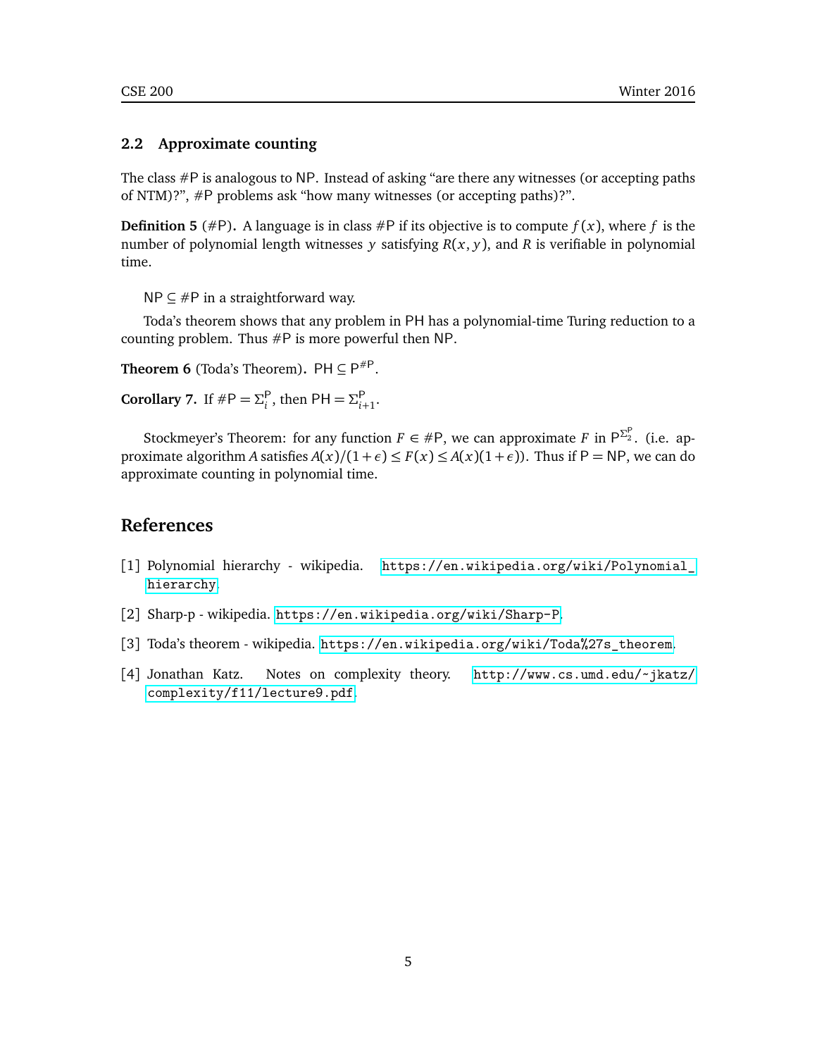### 2.2 Approximate counting

The class #P is analogous to NP. Instead of asking "are there any witnesses (or accepting paths of NTM)?", #P problems ask "how many witnesses (or accepting paths)?".

**Definition 5** (#P)**.** A language is in class #P if its objective is to compute $f(x)$, where $f$ is the number of polynomial length witnesses $y$ satisfying $R(x, y)$, and $R$ is verifiable in polynomial time.

NP $\subseteq$ #P in a straightforward way.

Toda's theorem shows that any problem in PH has a polynomial-time Turing reduction to a counting problem. Thus #P is more powerful then NP.

**Theorem 6** (Toda's Theorem)**.** $\mathsf{PH} \subseteq \mathsf{P}^{\#\mathsf{P}}$.

**Corollary 7.** If $\#\mathsf{P} = \Sigma_i^{\mathsf{P}}$, then $\mathsf{PH} = \Sigma_{i+1}^{\mathsf{P}}$.

Stockmeyer's Theorem: for any function $F \in \#\mathsf{P}$, we can approximate $F$ in $\mathsf{P}^{\Sigma_2^{\mathsf{P}}}$. (i.e. approximate algorithm $A$ satisfies $A(x)/(1+\epsilon) \leq F(x) \leq A(x)(1+\epsilon)$). Thus if P = NP, we can do approximate counting in polynomial time.

## References

[1] Polynomial hierarchy - wikipedia. https://en.wikipedia.org/wiki/Polynomial_hierarchy.

[2] Sharp-p - wikipedia. https://en.wikipedia.org/wiki/Sharp-P.

[3] Toda's theorem - wikipedia. https://en.wikipedia.org/wiki/Toda%27s_theorem.

[4] Jonathan Katz. Notes on complexity theory. http://www.cs.umd.edu/~jkatz/complexity/f11/lecture9.pdf.